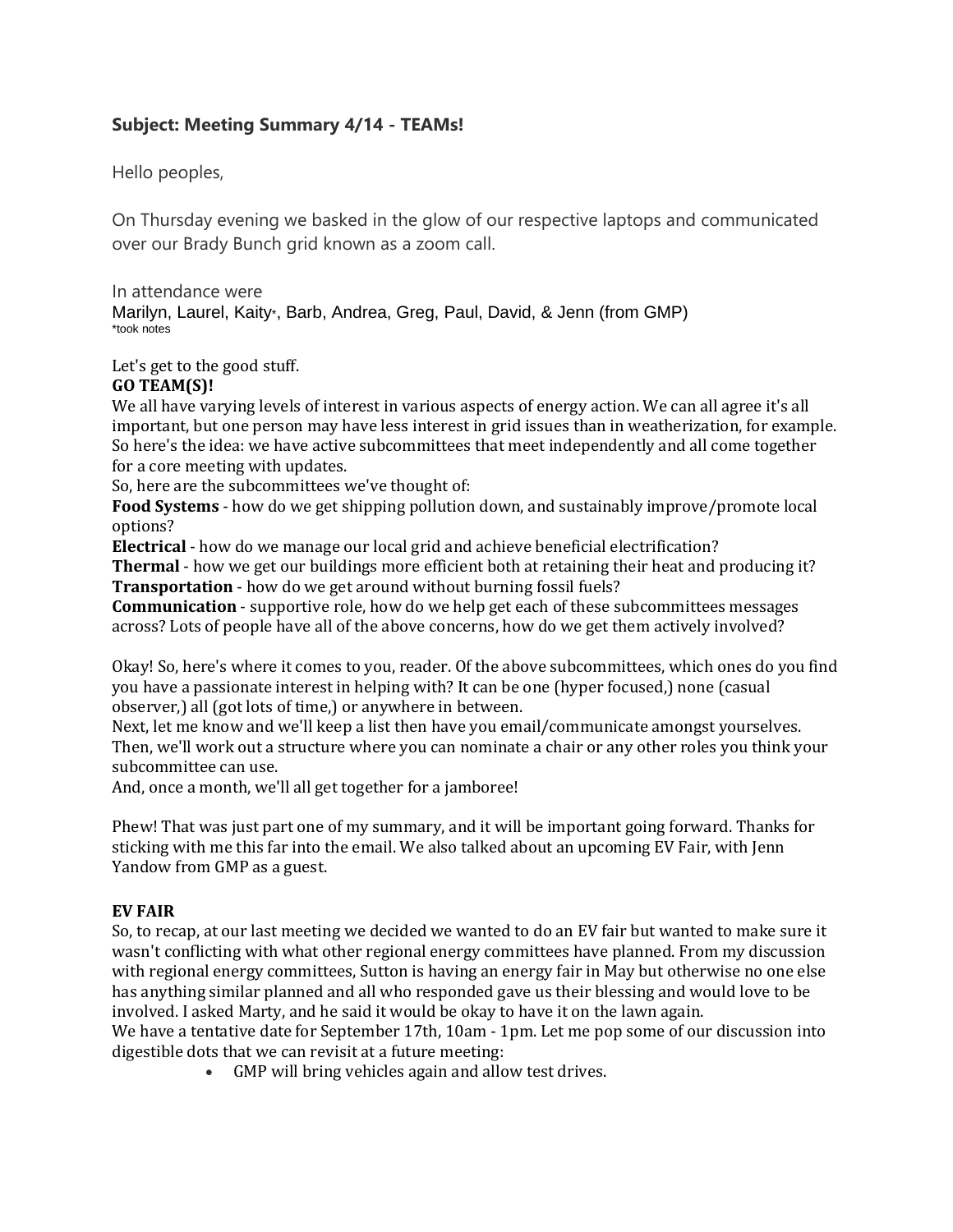**Subject: Meeting Summary 4/14 - TEAMs!**

Hello peoples,

On Thursday evening we basked in the glow of our respective laptops and communicated over our Brady Bunch grid known as a zoom call.

In attendance were
Marilyn, Laurel, Kaity*, Barb, Andrea, Greg, Paul, David, & Jenn (from GMP)
*took notes

Let's get to the good stuff.

**GO TEAM(S)!**

We all have varying levels of interest in various aspects of energy action. We can all agree it's all important, but one person may have less interest in grid issues than in weatherization, for example. So here's the idea: we have active subcommittees that meet independently and all come together for a core meeting with updates.

So, here are the subcommittees we've thought of:

**Food Systems** - how do we get shipping pollution down, and sustainably improve/promote local options?

**Electrical** - how do we manage our local grid and achieve beneficial electrification?

**Thermal** - how we get our buildings more efficient both at retaining their heat and producing it?

**Transportation** - how do we get around without burning fossil fuels?

**Communication** - supportive role, how do we help get each of these subcommittees messages across? Lots of people have all of the above concerns, how do we get them actively involved?

Okay! So, here's where it comes to you, reader. Of the above subcommittees, which ones do you find you have a passionate interest in helping with? It can be one (hyper focused,) none (casual observer,) all (got lots of time,) or anywhere in between.

Next, let me know and we'll keep a list then have you email/communicate amongst yourselves. Then, we'll work out a structure where you can nominate a chair or any other roles you think your subcommittee can use.

And, once a month, we'll all get together for a jamboree!

Phew! That was just part one of my summary, and it will be important going forward. Thanks for sticking with me this far into the email. We also talked about an upcoming EV Fair, with Jenn Yandow from GMP as a guest.

**EV FAIR**

So, to recap, at our last meeting we decided we wanted to do an EV fair but wanted to make sure it wasn't conflicting with what other regional energy committees have planned. From my discussion with regional energy committees, Sutton is having an energy fair in May but otherwise no one else has anything similar planned and all who responded gave us their blessing and would love to be involved. I asked Marty, and he said it would be okay to have it on the lawn again.

We have a tentative date for September 17th, 10am - 1pm. Let me pop some of our discussion into digestible dots that we can revisit at a future meeting:

- GMP will bring vehicles again and allow test drives.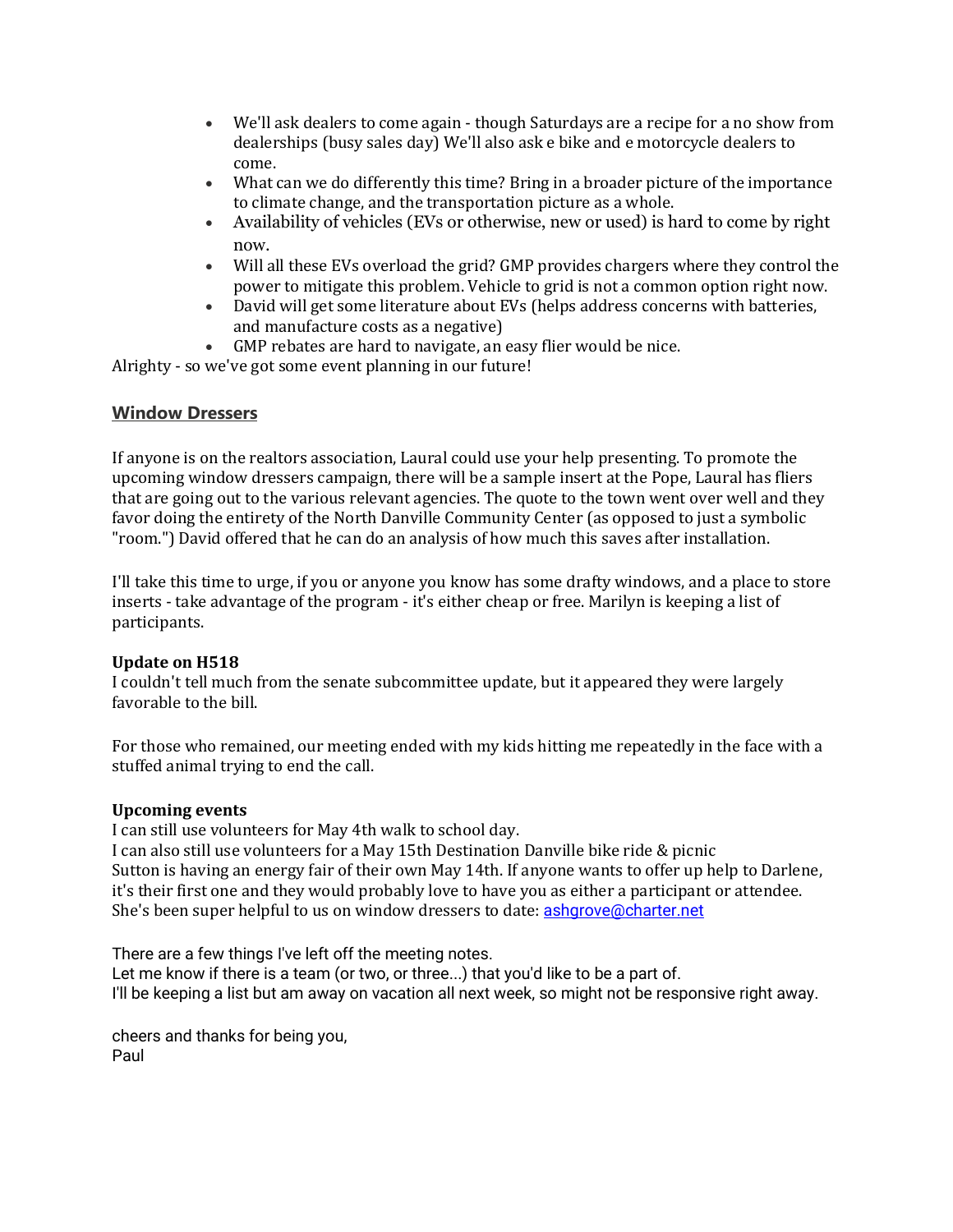- We'll ask dealers to come again - though Saturdays are a recipe for a no show from dealerships (busy sales day) We'll also ask e bike and e motorcycle dealers to come.
- What can we do differently this time? Bring in a broader picture of the importance to climate change, and the transportation picture as a whole.
- Availability of vehicles (EVs or otherwise, new or used) is hard to come by right now.
- Will all these EVs overload the grid? GMP provides chargers where they control the power to mitigate this problem. Vehicle to grid is not a common option right now.
- David will get some literature about EVs (helps address concerns with batteries, and manufacture costs as a negative)
- GMP rebates are hard to navigate, an easy flier would be nice.

Alrighty - so we've got some event planning in our future!

## Window Dressers

If anyone is on the realtors association, Laural could use your help presenting. To promote the upcoming window dressers campaign, there will be a sample insert at the Pope, Laural has fliers that are going out to the various relevant agencies. The quote to the town went over well and they favor doing the entirety of the North Danville Community Center (as opposed to just a symbolic "room.") David offered that he can do an analysis of how much this saves after installation.

I'll take this time to urge, if you or anyone you know has some drafty windows, and a place to store inserts - take advantage of the program - it's either cheap or free. Marilyn is keeping a list of participants.

**Update on H518**

I couldn't tell much from the senate subcommittee update, but it appeared they were largely favorable to the bill.

For those who remained, our meeting ended with my kids hitting me repeatedly in the face with a stuffed animal trying to end the call.

**Upcoming events**

I can still use volunteers for May 4th walk to school day.
I can also still use volunteers for a May 15th Destination Danville bike ride & picnic
Sutton is having an energy fair of their own May 14th. If anyone wants to offer up help to Darlene, it's their first one and they would probably love to have you as either a participant or attendee. She's been super helpful to us on window dressers to date: ashgrove@charter.net

There are a few things I've left off the meeting notes.
Let me know if there is a team (or two, or three...) that you'd like to be a part of.
I'll be keeping a list but am away on vacation all next week, so might not be responsive right away.

cheers and thanks for being you,
Paul